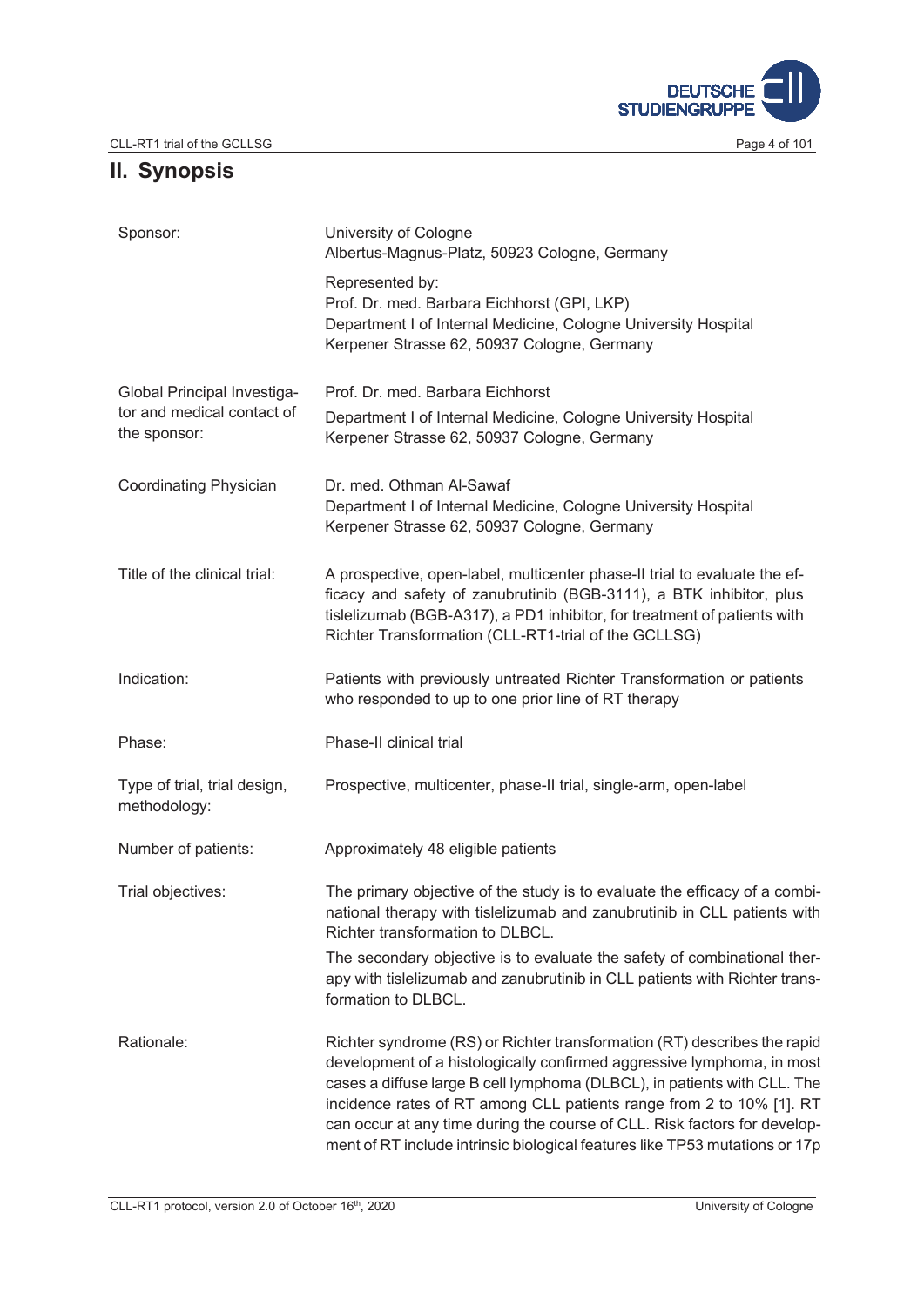## II. Synopsis

| | |
|---|---|
| Sponsor: | University of Cologne<br>Albertus-Magnus-Platz, 50923 Cologne, Germany<br><br>Represented by:<br>Prof. Dr. med. Barbara Eichhorst (GPI, LKP)<br>Department I of Internal Medicine, Cologne University Hospital<br>Kerpener Strasse 62, 50937 Cologne, Germany |
| Global Principal Investigator and medical contact of the sponsor: | Prof. Dr. med. Barbara Eichhorst<br>Department I of Internal Medicine, Cologne University Hospital<br>Kerpener Strasse 62, 50937 Cologne, Germany |
| Coordinating Physician | Dr. med. Othman Al-Sawaf<br>Department I of Internal Medicine, Cologne University Hospital<br>Kerpener Strasse 62, 50937 Cologne, Germany |
| Title of the clinical trial: | A prospective, open-label, multicenter phase-II trial to evaluate the efficacy and safety of zanubrutinib (BGB-3111), a BTK inhibitor, plus tislelizumab (BGB-A317), a PD1 inhibitor, for treatment of patients with Richter Transformation (CLL-RT1-trial of the GCLLSG) |
| Indication: | Patients with previously untreated Richter Transformation or patients who responded to up to one prior line of RT therapy |
| Phase: | Phase-II clinical trial |
| Type of trial, trial design, methodology: | Prospective, multicenter, phase-II trial, single-arm, open-label |
| Number of patients: | Approximately 48 eligible patients |
| Trial objectives: | The primary objective of the study is to evaluate the efficacy of a combinational therapy with tislelizumab and zanubrutinib in CLL patients with Richter transformation to DLBCL.<br><br>The secondary objective is to evaluate the safety of combinational therapy with tislelizumab and zanubrutinib in CLL patients with Richter transformation to DLBCL. |
| Rationale: | Richter syndrome (RS) or Richter transformation (RT) describes the rapid development of a histologically confirmed aggressive lymphoma, in most cases a diffuse large B cell lymphoma (DLBCL), in patients with CLL. The incidence rates of RT among CLL patients range from 2 to 10% [1]. RT can occur at any time during the course of CLL. Risk factors for development of RT include intrinsic biological features like TP53 mutations or 17p |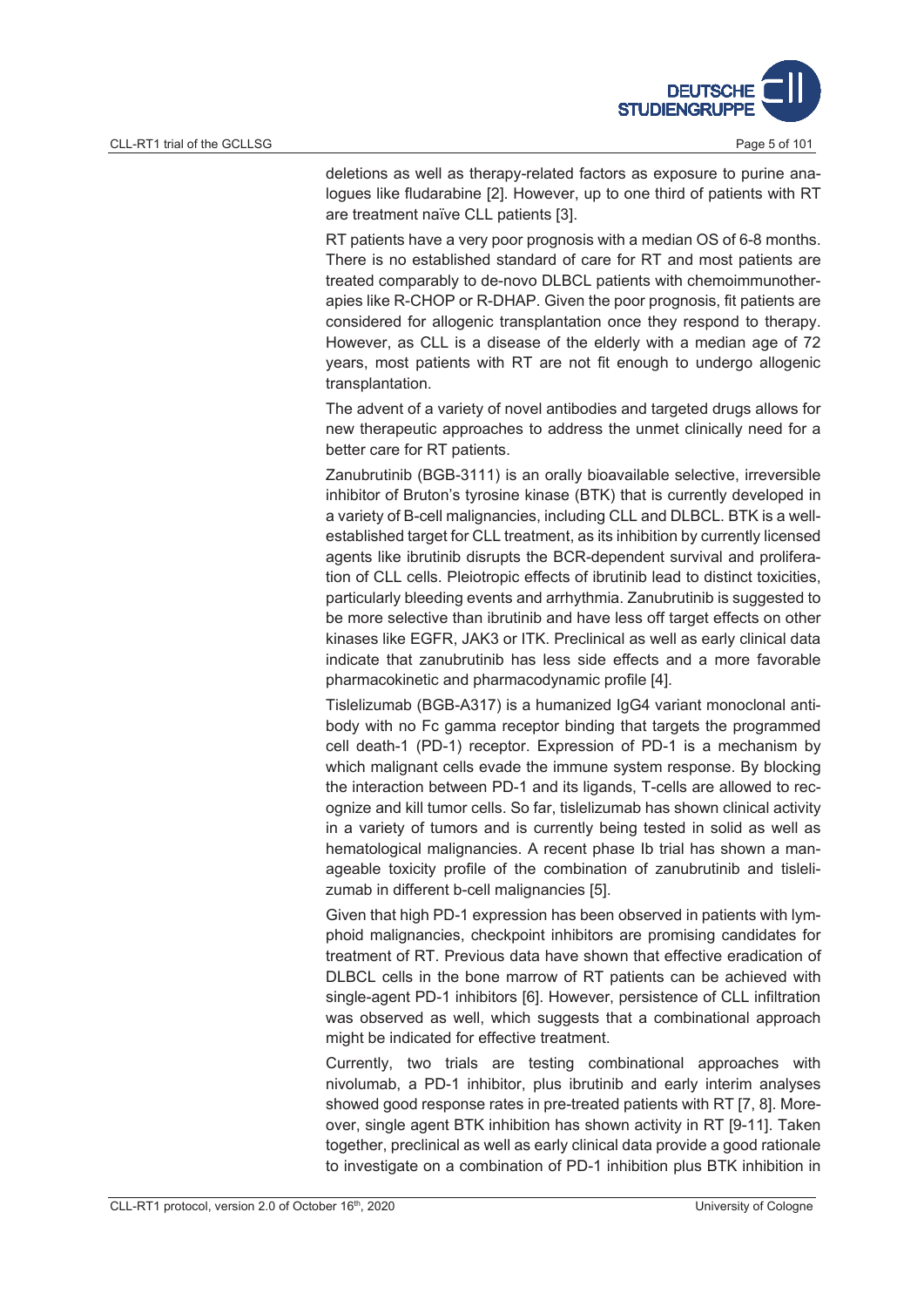deletions as well as therapy-related factors as exposure to purine analogues like fludarabine [2]. However, up to one third of patients with RT are treatment naïve CLL patients [3].

RT patients have a very poor prognosis with a median OS of 6-8 months. There is no established standard of care for RT and most patients are treated comparably to de-novo DLBCL patients with chemoimmunotherapies like R-CHOP or R-DHAP. Given the poor prognosis, fit patients are considered for allogenic transplantation once they respond to therapy. However, as CLL is a disease of the elderly with a median age of 72 years, most patients with RT are not fit enough to undergo allogenic transplantation.

The advent of a variety of novel antibodies and targeted drugs allows for new therapeutic approaches to address the unmet clinically need for a better care for RT patients.

Zanubrutinib (BGB-3111) is an orally bioavailable selective, irreversible inhibitor of Bruton's tyrosine kinase (BTK) that is currently developed in a variety of B-cell malignancies, including CLL and DLBCL. BTK is a well-established target for CLL treatment, as its inhibition by currently licensed agents like ibrutinib disrupts the BCR-dependent survival and proliferation of CLL cells. Pleiotropic effects of ibrutinib lead to distinct toxicities, particularly bleeding events and arrhythmia. Zanubrutinib is suggested to be more selective than ibrutinib and have less off target effects on other kinases like EGFR, JAK3 or ITK. Preclinical as well as early clinical data indicate that zanubrutinib has less side effects and a more favorable pharmacokinetic and pharmacodynamic profile [4].

Tislelizumab (BGB-A317) is a humanized IgG4 variant monoclonal antibody with no Fc gamma receptor binding that targets the programmed cell death-1 (PD-1) receptor. Expression of PD-1 is a mechanism by which malignant cells evade the immune system response. By blocking the interaction between PD-1 and its ligands, T-cells are allowed to recognize and kill tumor cells. So far, tislelizumab has shown clinical activity in a variety of tumors and is currently being tested in solid as well as hematological malignancies. A recent phase Ib trial has shown a manageable toxicity profile of the combination of zanubrutinib and tislelizumab in different b-cell malignancies [5].

Given that high PD-1 expression has been observed in patients with lymphoid malignancies, checkpoint inhibitors are promising candidates for treatment of RT. Previous data have shown that effective eradication of DLBCL cells in the bone marrow of RT patients can be achieved with single-agent PD-1 inhibitors [6]. However, persistence of CLL infiltration was observed as well, which suggests that a combinational approach might be indicated for effective treatment.

Currently, two trials are testing combinational approaches with nivolumab, a PD-1 inhibitor, plus ibrutinib and early interim analyses showed good response rates in pre-treated patients with RT [7, 8]. Moreover, single agent BTK inhibition has shown activity in RT [9-11]. Taken together, preclinical as well as early clinical data provide a good rationale to investigate on a combination of PD-1 inhibition plus BTK inhibition in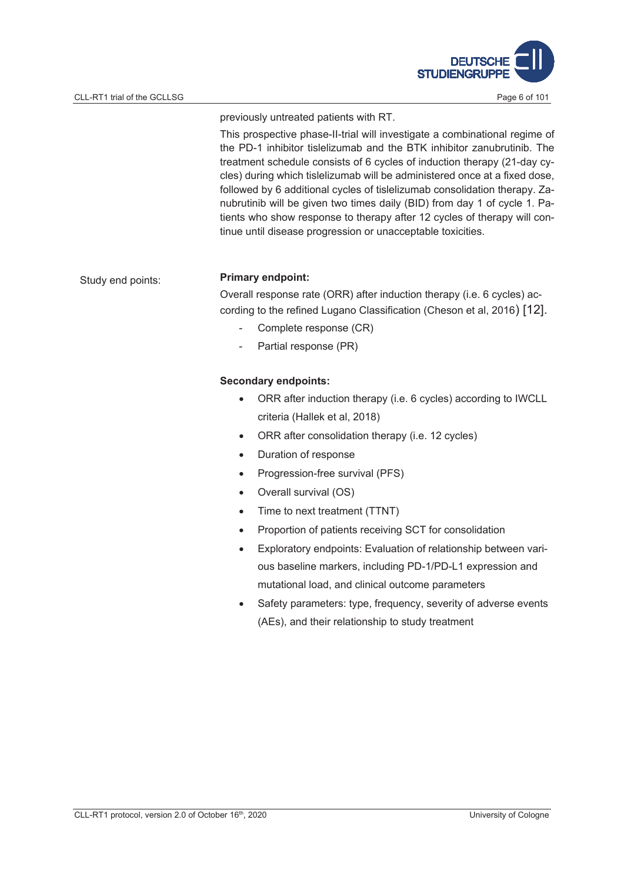previously untreated patients with RT.

This prospective phase-II-trial will investigate a combinational regime of the PD-1 inhibitor tislelizumab and the BTK inhibitor zanubrutinib. The treatment schedule consists of 6 cycles of induction therapy (21-day cycles) during which tislelizumab will be administered once at a fixed dose, followed by 6 additional cycles of tislelizumab consolidation therapy. Zanubrutinib will be given two times daily (BID) from day 1 of cycle 1. Patients who show response to therapy after 12 cycles of therapy will continue until disease progression or unacceptable toxicities.

Study end points:

**Primary endpoint:**

Overall response rate (ORR) after induction therapy (i.e. 6 cycles) according to the refined Lugano Classification (Cheson et al, 2016) [12].

- Complete response (CR)
- Partial response (PR)

**Secondary endpoints:**

- ORR after induction therapy (i.e. 6 cycles) according to IWCLL criteria (Hallek et al, 2018)
- ORR after consolidation therapy (i.e. 12 cycles)
- Duration of response
- Progression-free survival (PFS)
- Overall survival (OS)
- Time to next treatment (TTNT)
- Proportion of patients receiving SCT for consolidation
- Exploratory endpoints: Evaluation of relationship between various baseline markers, including PD-1/PD-L1 expression and mutational load, and clinical outcome parameters
- Safety parameters: type, frequency, severity of adverse events (AEs), and their relationship to study treatment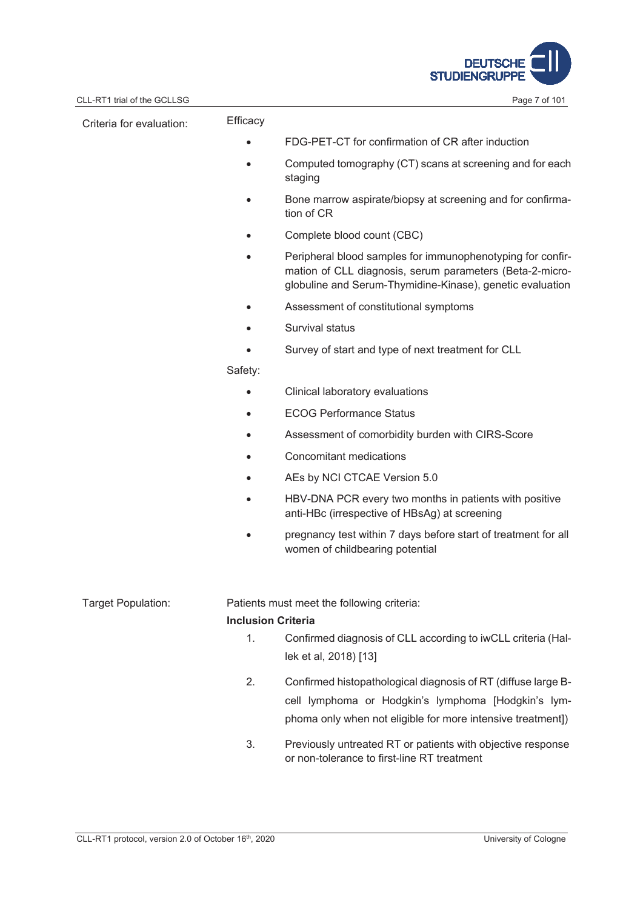Criteria for evaluation:

Efficacy

- FDG-PET-CT for confirmation of CR after induction
- Computed tomography (CT) scans at screening and for each staging
- Bone marrow aspirate/biopsy at screening and for confirmation of CR
- Complete blood count (CBC)
- Peripheral blood samples for immunophenotyping for confirmation of CLL diagnosis, serum parameters (Beta-2-microglobuline and Serum-Thymidine-Kinase), genetic evaluation
- Assessment of constitutional symptoms
- Survival status
- Survey of start and type of next treatment for CLL

Safety:

- Clinical laboratory evaluations
- ECOG Performance Status
- Assessment of comorbidity burden with CIRS-Score
- Concomitant medications
- AEs by NCI CTCAE Version 5.0
- HBV-DNA PCR every two months in patients with positive anti-HBc (irrespective of HBsAg) at screening
- pregnancy test within 7 days before start of treatment for all women of childbearing potential

Target Population:

Patients must meet the following criteria:

**Inclusion Criteria**

1. Confirmed diagnosis of CLL according to iwCLL criteria (Hallek et al, 2018) [13]
2. Confirmed histopathological diagnosis of RT (diffuse large B-cell lymphoma or Hodgkin's lymphoma [Hodgkin's lymphoma only when not eligible for more intensive treatment])
3. Previously untreated RT or patients with objective response or non-tolerance to first-line RT treatment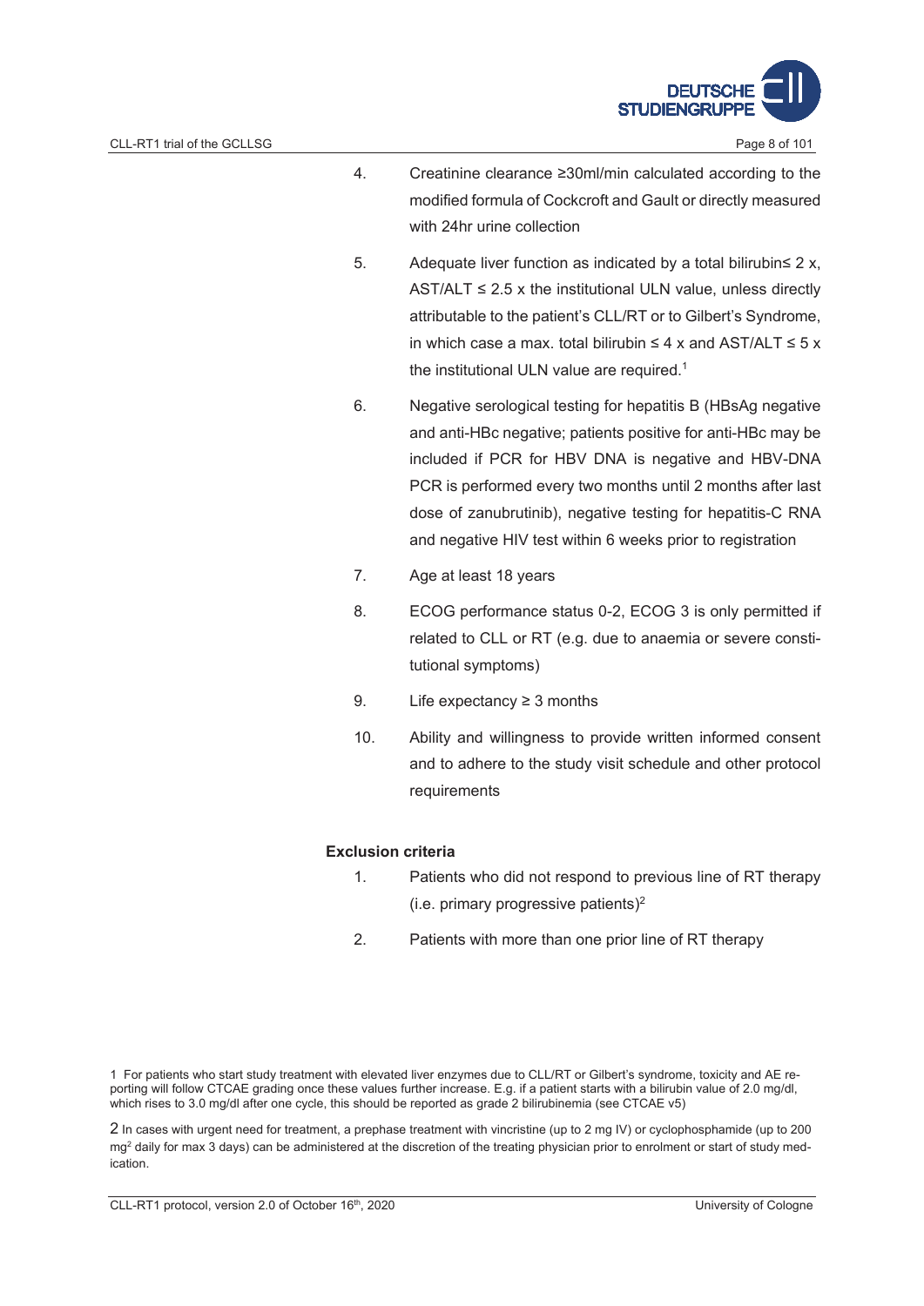4. Creatinine clearance ≥30ml/min calculated according to the modified formula of Cockcroft and Gault or directly measured with 24hr urine collection

5. Adequate liver function as indicated by a total bilirubin≤ 2 x, AST/ALT ≤ 2.5 x the institutional ULN value, unless directly attributable to the patient's CLL/RT or to Gilbert's Syndrome, in which case a max. total bilirubin ≤ 4 x and AST/ALT ≤ 5 x the institutional ULN value are required.[1]

6. Negative serological testing for hepatitis B (HBsAg negative and anti-HBc negative; patients positive for anti-HBc may be included if PCR for HBV DNA is negative and HBV-DNA PCR is performed every two months until 2 months after last dose of zanubrutinib), negative testing for hepatitis-C RNA and negative HIV test within 6 weeks prior to registration

7. Age at least 18 years

8. ECOG performance status 0-2, ECOG 3 is only permitted if related to CLL or RT (e.g. due to anaemia or severe constitutional symptoms)

9. Life expectancy ≥ 3 months

10. Ability and willingness to provide written informed consent and to adhere to the study visit schedule and other protocol requirements

**Exclusion criteria**

1. Patients who did not respond to previous line of RT therapy (i.e. primary progressive patients)[2]

2. Patients with more than one prior line of RT therapy

1 For patients who start study treatment with elevated liver enzymes due to CLL/RT or Gilbert's syndrome, toxicity and AE reporting will follow CTCAE grading once these values further increase. E.g. if a patient starts with a bilirubin value of 2.0 mg/dl, which rises to 3.0 mg/dl after one cycle, this should be reported as grade 2 bilirubinemia (see CTCAE v5)

2 In cases with urgent need for treatment, a prephase treatment with vincristine (up to 2 mg IV) or cyclophosphamide (up to 200 $mg^2$ daily for max 3 days) can be administered at the discretion of the treating physician prior to enrolment or start of study medication.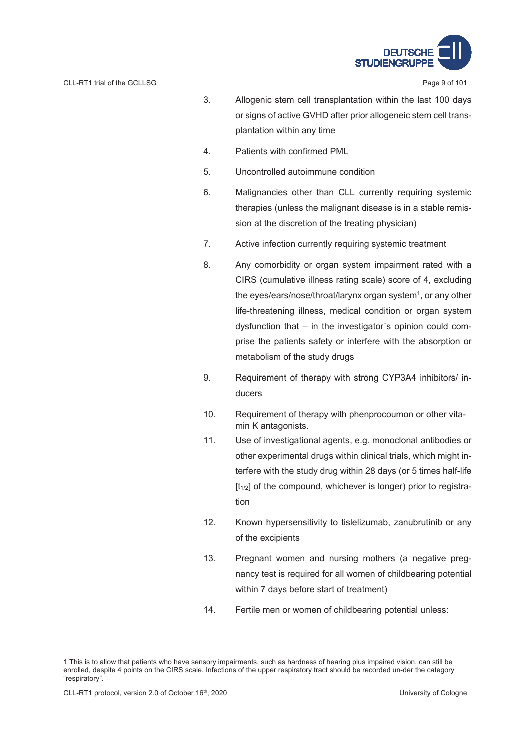3. Allogenic stem cell transplantation within the last 100 days or signs of active GVHD after prior allogeneic stem cell transplantation within any time
4. Patients with confirmed PML
5. Uncontrolled autoimmune condition
6. Malignancies other than CLL currently requiring systemic therapies (unless the malignant disease is in a stable remission at the discretion of the treating physician)
7. Active infection currently requiring systemic treatment
8. Any comorbidity or organ system impairment rated with a CIRS (cumulative illness rating scale) score of 4, excluding the eyes/ears/nose/throat/larynx organ system[1], or any other life-threatening illness, medical condition or organ system dysfunction that – in the investigator´s opinion could comprise the patients safety or interfere with the absorption or metabolism of the study drugs
9. Requirement of therapy with strong CYP3A4 inhibitors/ inducers
10. Requirement of therapy with phenprocoumon or other vitamin K antagonists.
11. Use of investigational agents, e.g. monoclonal antibodies or other experimental drugs within clinical trials, which might interfere with the study drug within 28 days (or 5 times half-life [$t_{1/2}$] of the compound, whichever is longer) prior to registration
12. Known hypersensitivity to tislelizumab, zanubrutinib or any of the excipients
13. Pregnant women and nursing mothers (a negative pregnancy test is required for all women of childbearing potential within 7 days before start of treatment)
14. Fertile men or women of childbearing potential unless:

1 This is to allow that patients who have sensory impairments, such as hardness of hearing plus impaired vision, can still be enrolled, despite 4 points on the CIRS scale. Infections of the upper respiratory tract should be recorded un-der the category "respiratory".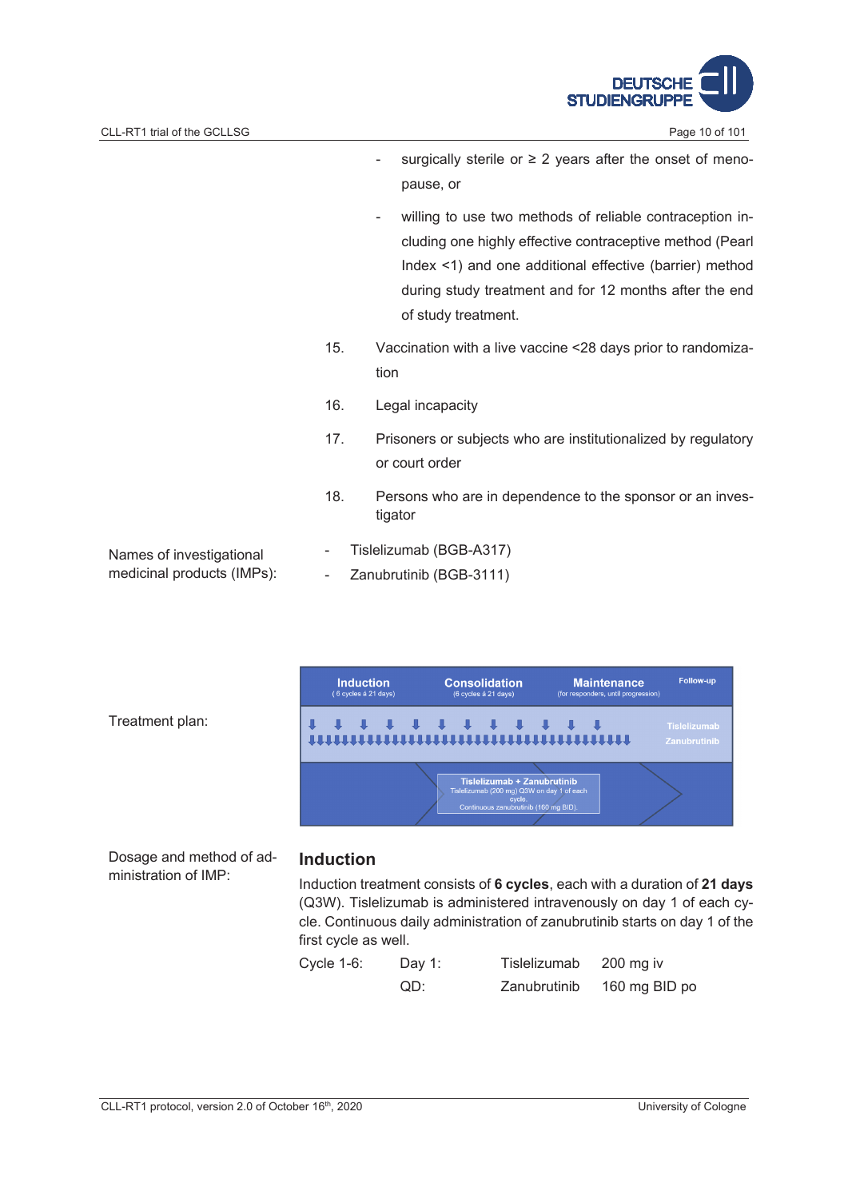- surgically sterile or ≥ 2 years after the onset of menopause, or
- willing to use two methods of reliable contraception including one highly effective contraceptive method (Pearl Index <1) and one additional effective (barrier) method during study treatment and for 12 months after the end of study treatment.

15. Vaccination with a live vaccine <28 days prior to randomization
16. Legal incapacity
17. Prisoners or subjects who are institutionalized by regulatory or court order
18. Persons who are in dependence to the sponsor or an investigator

Names of investigational medicinal products (IMPs):

- Tislelizumab (BGB-A317)
- Zanubrutinib (BGB-3111)

Treatment plan:

Induction (6 cycles à 21 days) | Consolidation (6 cycles à 21 days) | Maintenance (for responders, until progression) | Follow-up

Tislelizumab
Zanubrutinib

Tislelizumab + Zanubrutinib
Tislelizumab (200 mg) Q3W on day 1 of each cycle.
Continuous zanubrutinib (160 mg BID).

Dosage and method of administration of IMP:

## Induction

Induction treatment consists of **6 cycles**, each with a duration of **21 days** (Q3W). Tislelizumab is administered intravenously on day 1 of each cycle. Continuous daily administration of zanubrutinib starts on day 1 of the first cycle as well.

| Cycle 1-6: | Day 1: | Tislelizumab | 200 mg iv |
|---|---|---|---|
| | QD: | Zanubrutinib | 160 mg BID po |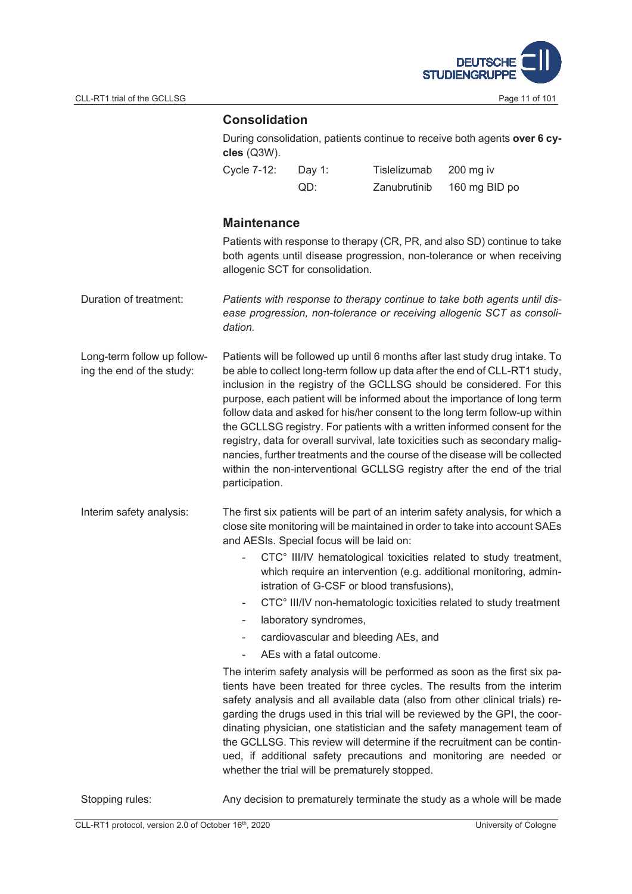### Consolidation

During consolidation, patients continue to receive both agents **over 6 cycles** (Q3W).

| Cycle 7-12: | Day 1: | Tislelizumab | 200 mg iv |
|---|---|---|---|
| | QD: | Zanubrutinib | 160 mg BID po |

### Maintenance

Patients with response to therapy (CR, PR, and also SD) continue to take both agents until disease progression, non-tolerance or when receiving allogenic SCT for consolidation.

Duration of treatment: *Patients with response to therapy continue to take both agents until disease progression, non-tolerance or receiving allogenic SCT as consolidation.*

Long-term follow up following the end of the study: Patients will be followed up until 6 months after last study drug intake. To be able to collect long-term follow up data after the end of CLL-RT1 study, inclusion in the registry of the GCLLSG should be considered. For this purpose, each patient will be informed about the importance of long term follow data and asked for his/her consent to the long term follow-up within the GCLLSG registry. For patients with a written informed consent for the registry, data for overall survival, late toxicities such as secondary malignancies, further treatments and the course of the disease will be collected within the non-interventional GCLLSG registry after the end of the trial participation.

Interim safety analysis: The first six patients will be part of an interim safety analysis, for which a close site monitoring will be maintained in order to take into account SAEs and AESIs. Special focus will be laid on:

- CTC° III/IV hematological toxicities related to study treatment, which require an intervention (e.g. additional monitoring, administration of G-CSF or blood transfusions),
- CTC° III/IV non-hematologic toxicities related to study treatment
- laboratory syndromes,
- cardiovascular and bleeding AEs, and
- AEs with a fatal outcome.

The interim safety analysis will be performed as soon as the first six patients have been treated for three cycles. The results from the interim safety analysis and all available data (also from other clinical trials) regarding the drugs used in this trial will be reviewed by the GPI, the coordinating physician, one statistician and the safety management team of the GCLLSG. This review will determine if the recruitment can be continued, if additional safety precautions and monitoring are needed or whether the trial will be prematurely stopped.

Stopping rules: Any decision to prematurely terminate the study as a whole will be made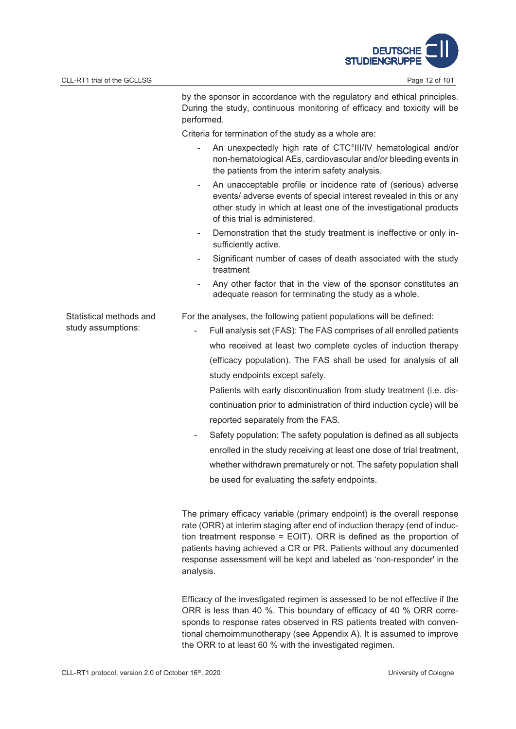by the sponsor in accordance with the regulatory and ethical principles. During the study, continuous monitoring of efficacy and toxicity will be performed.

Criteria for termination of the study as a whole are:

- An unexpectedly high rate of CTC°III/IV hematological and/or non-hematological AEs, cardiovascular and/or bleeding events in the patients from the interim safety analysis.
- An unacceptable profile or incidence rate of (serious) adverse events/ adverse events of special interest revealed in this or any other study in which at least one of the investigational products of this trial is administered.
- Demonstration that the study treatment is ineffective or only insufficiently active.
- Significant number of cases of death associated with the study treatment
- Any other factor that in the view of the sponsor constitutes an adequate reason for terminating the study as a whole.

**Statistical methods and study assumptions:**

For the analyses, the following patient populations will be defined:

- Full analysis set (FAS): The FAS comprises of all enrolled patients who received at least two complete cycles of induction therapy (efficacy population). The FAS shall be used for analysis of all study endpoints except safety.

  Patients with early discontinuation from study treatment (i.e. discontinuation prior to administration of third induction cycle) will be reported separately from the FAS.
- Safety population: The safety population is defined as all subjects enrolled in the study receiving at least one dose of trial treatment, whether withdrawn prematurely or not. The safety population shall be used for evaluating the safety endpoints.

The primary efficacy variable (primary endpoint) is the overall response rate (ORR) at interim staging after end of induction therapy (end of induction treatment response = EOIT). ORR is defined as the proportion of patients having achieved a CR or PR. Patients without any documented response assessment will be kept and labeled as 'non-responder' in the analysis.

Efficacy of the investigated regimen is assessed to be not effective if the ORR is less than 40 %. This boundary of efficacy of 40 % ORR corresponds to response rates observed in RS patients treated with conventional chemoimmunotherapy (see Appendix A). It is assumed to improve the ORR to at least 60 % with the investigated regimen.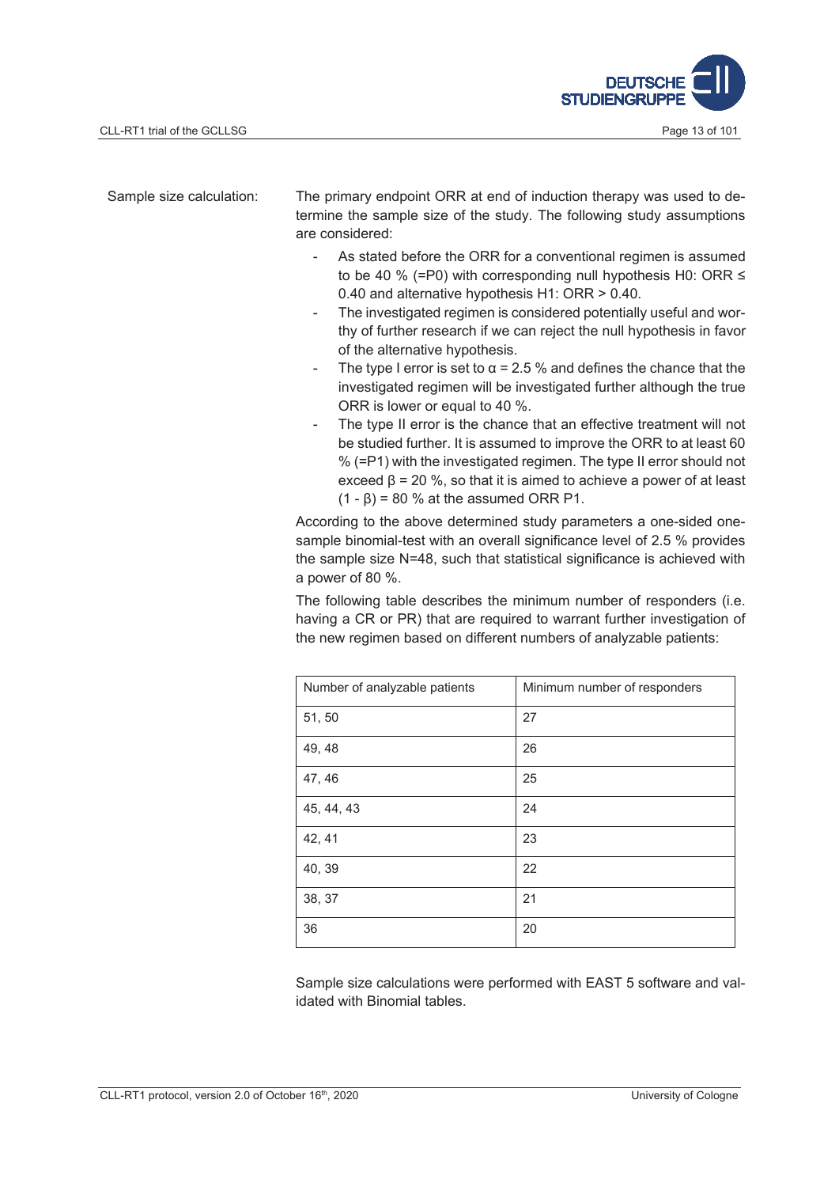Sample size calculation:

The primary endpoint ORR at end of induction therapy was used to determine the sample size of the study. The following study assumptions are considered:

- As stated before the ORR for a conventional regimen is assumed to be 40 % (=P0) with corresponding null hypothesis H0: ORR ≤ 0.40 and alternative hypothesis H1: ORR > 0.40.
- The investigated regimen is considered potentially useful and worthy of further research if we can reject the null hypothesis in favor of the alternative hypothesis.
- The type I error is set to $\alpha$ = 2.5 % and defines the chance that the investigated regimen will be investigated further although the true ORR is lower or equal to 40 %.
- The type II error is the chance that an effective treatment will not be studied further. It is assumed to improve the ORR to at least 60 % (=P1) with the investigated regimen. The type II error should not exceed $\beta$ = 20 %, so that it is aimed to achieve a power of at least $(1 - \beta)$ = 80 % at the assumed ORR P1.

According to the above determined study parameters a one-sided one-sample binomial-test with an overall significance level of 2.5 % provides the sample size N=48, such that statistical significance is achieved with a power of 80 %.

The following table describes the minimum number of responders (i.e. having a CR or PR) that are required to warrant further investigation of the new regimen based on different numbers of analyzable patients:

| Number of analyzable patients | Minimum number of responders |
|---|---|
| 51, 50 | 27 |
| 49, 48 | 26 |
| 47, 46 | 25 |
| 45, 44, 43 | 24 |
| 42, 41 | 23 |
| 40, 39 | 22 |
| 38, 37 | 21 |
| 36 | 20 |

Sample size calculations were performed with EAST 5 software and validated with Binomial tables.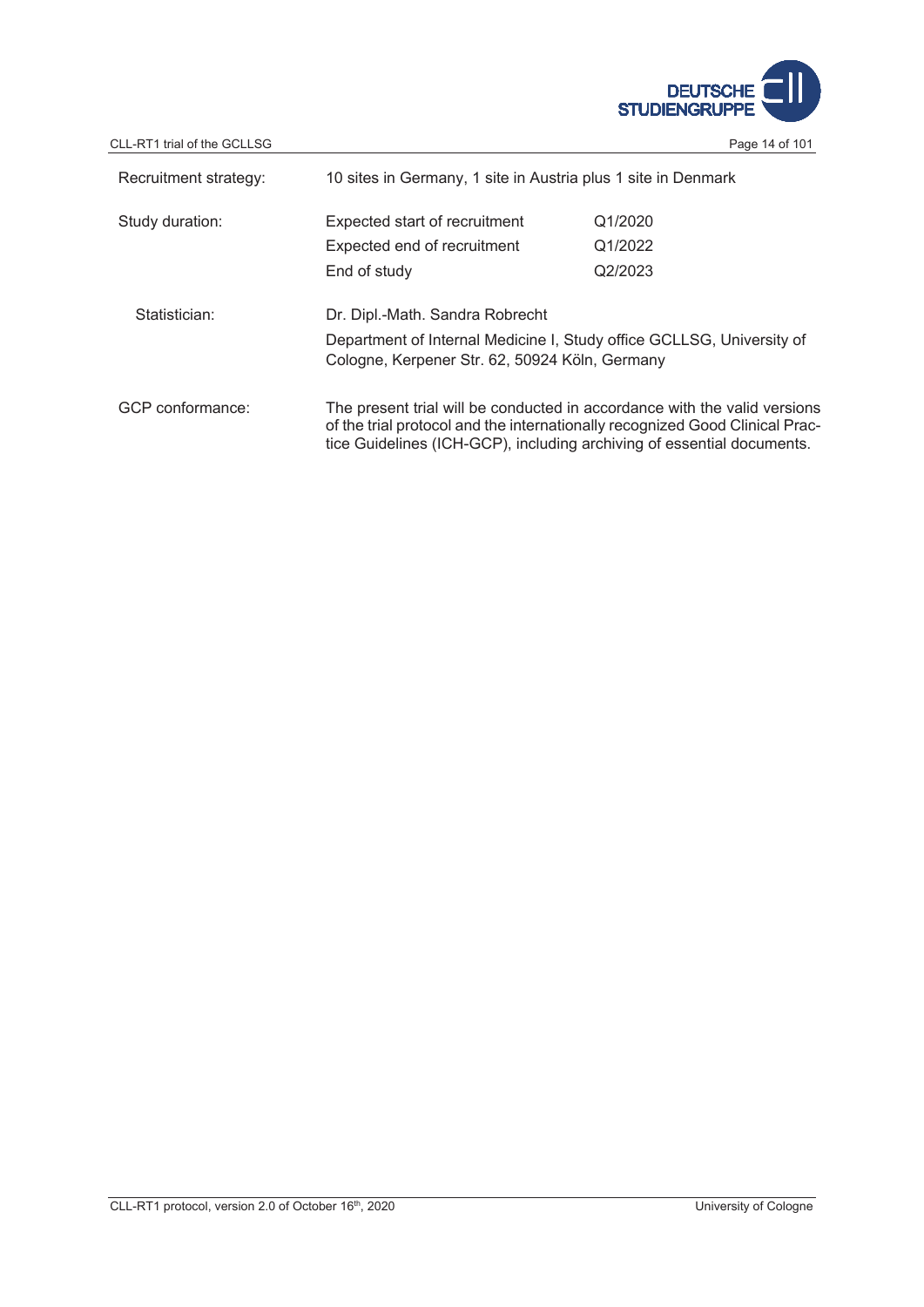| | | |
|---|---|---|
| Recruitment strategy: | 10 sites in Germany, 1 site in Austria plus 1 site in Denmark | |
| Study duration: | Expected start of recruitment | Q1/2020 |
| | Expected end of recruitment | Q1/2022 |
| | End of study | Q2/2023 |
| Statistician: | Dr. Dipl.-Math. Sandra Robrecht<br>Department of Internal Medicine I, Study office GCLLSG, University of Cologne, Kerpener Str. 62, 50924 Köln, Germany | |
| GCP conformance: | The present trial will be conducted in accordance with the valid versions of the trial protocol and the internationally recognized Good Clinical Practice Guidelines (ICH-GCP), including archiving of essential documents. | |